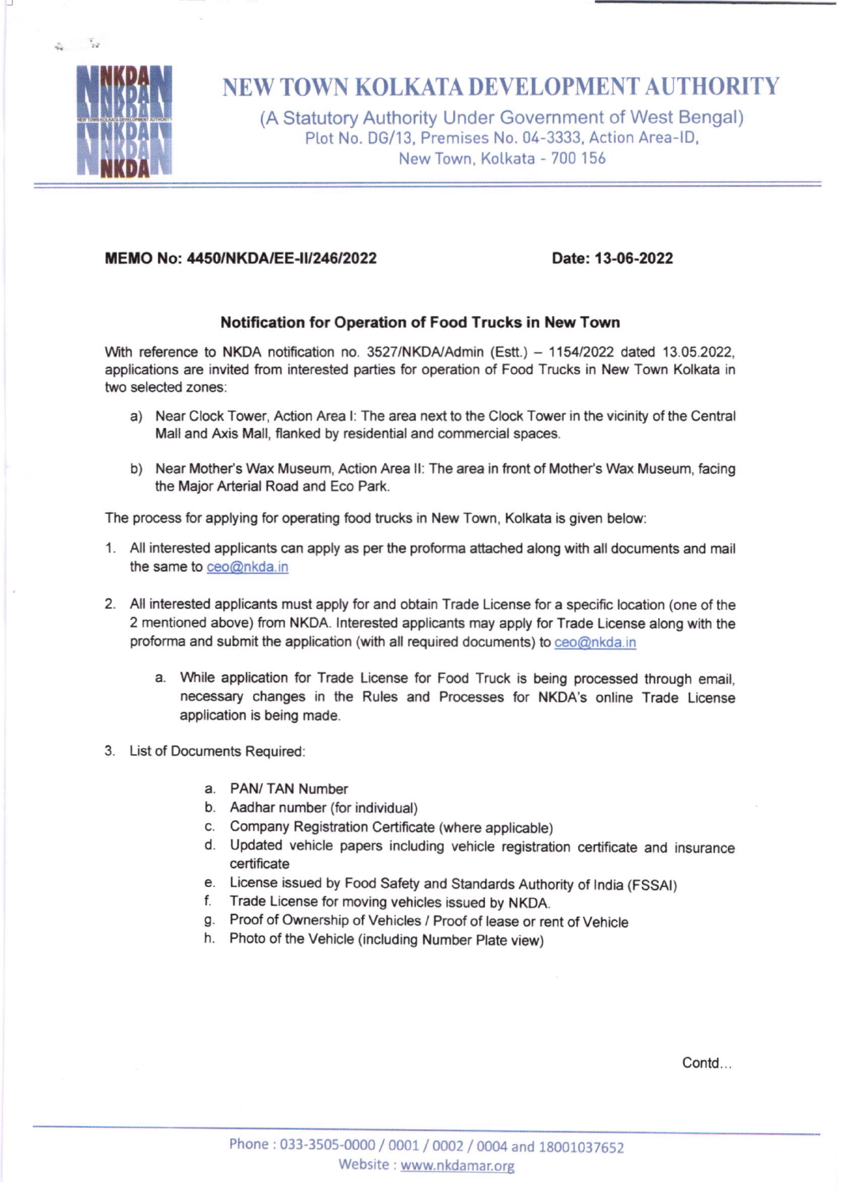# NEW TOWN KOLKATA DEVELOPMENT AUTHORITY

(A Statutory Authority Under Government of West Bengal)
Plot No. DG/13, Premises No. 04-3333, Action Area-ID,
New Town, Kolkata - 700 156

**MEMO No: 4450/NKDA/EE-II/246/2022** **Date: 13-06-2022**

### Notification for Operation of Food Trucks in New Town

With reference to NKDA notification no. 3527/NKDA/Admin (Estt.) – 1154/2022 dated 13.05.2022, applications are invited from interested parties for operation of Food Trucks in New Town Kolkata in two selected zones:

a) Near Clock Tower, Action Area I: The area next to the Clock Tower in the vicinity of the Central Mall and Axis Mall, flanked by residential and commercial spaces.

b) Near Mother's Wax Museum, Action Area II: The area in front of Mother's Wax Museum, facing the Major Arterial Road and Eco Park.

The process for applying for operating food trucks in New Town, Kolkata is given below:

1. All interested applicants can apply as per the proforma attached along with all documents and mail the same to ceo@nkda.in

2. All interested applicants must apply for and obtain Trade License for a specific location (one of the 2 mentioned above) from NKDA. Interested applicants may apply for Trade License along with the proforma and submit the application (with all required documents) to ceo@nkda.in

   a. While application for Trade License for Food Truck is being processed through email, necessary changes in the Rules and Processes for NKDA's online Trade License application is being made.

3. List of Documents Required:

   a. PAN/ TAN Number
   b. Aadhar number (for individual)
   c. Company Registration Certificate (where applicable)
   d. Updated vehicle papers including vehicle registration certificate and insurance certificate
   e. License issued by Food Safety and Standards Authority of India (FSSAI)
   f. Trade License for moving vehicles issued by NKDA.
   g. Proof of Ownership of Vehicles / Proof of lease or rent of Vehicle
   h. Photo of the Vehicle (including Number Plate view)

Contd...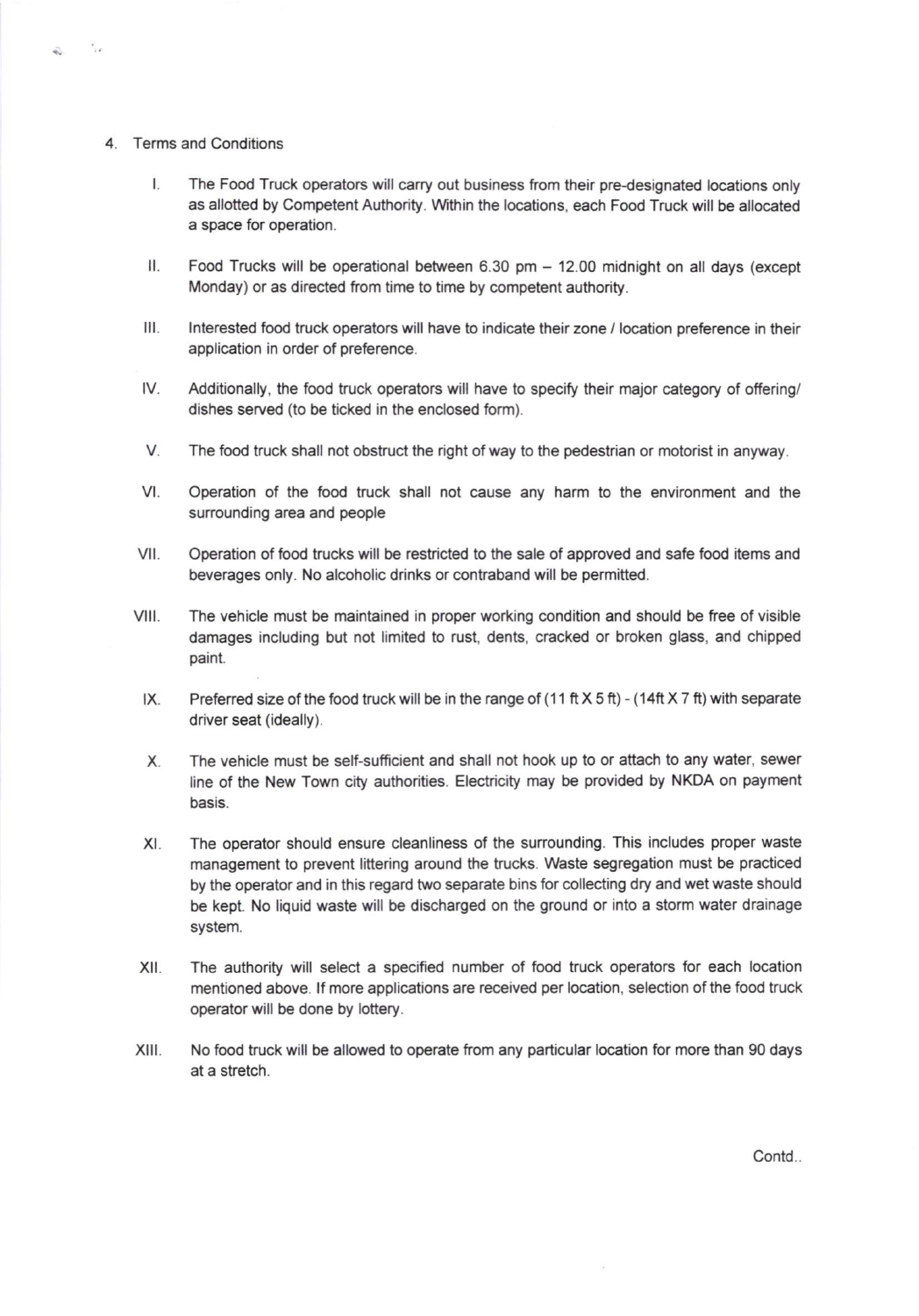4. Terms and Conditions

    I. The Food Truck operators will carry out business from their pre-designated locations only as allotted by Competent Authority. Within the locations, each Food Truck will be allocated a space for operation.

    II. Food Trucks will be operational between 6.30 pm – 12.00 midnight on all days (except Monday) or as directed from time to time by competent authority.

    III. Interested food truck operators will have to indicate their zone / location preference in their application in order of preference.

    IV. Additionally, the food truck operators will have to specify their major category of offering/ dishes served (to be ticked in the enclosed form).

    V. The food truck shall not obstruct the right of way to the pedestrian or motorist in anyway.

    VI. Operation of the food truck shall not cause any harm to the environment and the surrounding area and people

    VII. Operation of food trucks will be restricted to the sale of approved and safe food items and beverages only. No alcoholic drinks or contraband will be permitted.

    VIII. The vehicle must be maintained in proper working condition and should be free of visible damages including but not limited to rust, dents, cracked or broken glass, and chipped paint.

    IX. Preferred size of the food truck will be in the range of (11 ft X 5 ft) - (14ft X 7 ft) with separate driver seat (ideally).

    X. The vehicle must be self-sufficient and shall not hook up to or attach to any water, sewer line of the New Town city authorities. Electricity may be provided by NKDA on payment basis.

    XI. The operator should ensure cleanliness of the surrounding. This includes proper waste management to prevent littering around the trucks. Waste segregation must be practiced by the operator and in this regard two separate bins for collecting dry and wet waste should be kept. No liquid waste will be discharged on the ground or into a storm water drainage system.

    XII. The authority will select a specified number of food truck operators for each location mentioned above. If more applications are received per location, selection of the food truck operator will be done by lottery.

    XIII. No food truck will be allowed to operate from any particular location for more than 90 days at a stretch.

Contd..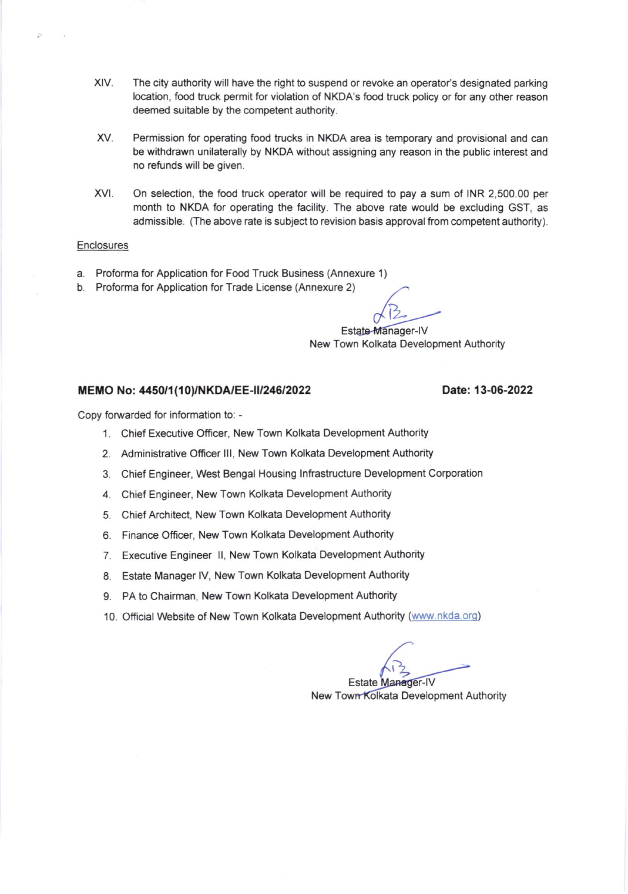XIV. The city authority will have the right to suspend or revoke an operator's designated parking location, food truck permit for violation of NKDA's food truck policy or for any other reason deemed suitable by the competent authority.

XV. Permission for operating food trucks in NKDA area is temporary and provisional and can be withdrawn unilaterally by NKDA without assigning any reason in the public interest and no refunds will be given.

XVI. On selection, the food truck operator will be required to pay a sum of INR 2,500.00 per month to NKDA for operating the facility. The above rate would be excluding GST, as admissible. (The above rate is subject to revision basis approval from competent authority).

Enclosures

a. Proforma for Application for Food Truck Business (Annexure 1)
b. Proforma for Application for Trade License (Annexure 2)

Estate Manager-IV
New Town Kolkata Development Authority

**MEMO No: 4450/1(10)/NKDA/EE-II/246/2022** **Date: 13-06-2022**

Copy forwarded for information to: -

1. Chief Executive Officer, New Town Kolkata Development Authority
2. Administrative Officer III, New Town Kolkata Development Authority
3. Chief Engineer, West Bengal Housing Infrastructure Development Corporation
4. Chief Engineer, New Town Kolkata Development Authority
5. Chief Architect, New Town Kolkata Development Authority
6. Finance Officer, New Town Kolkata Development Authority
7. Executive Engineer II, New Town Kolkata Development Authority
8. Estate Manager IV, New Town Kolkata Development Authority
9. PA to Chairman, New Town Kolkata Development Authority
10. Official Website of New Town Kolkata Development Authority (www.nkda.org)

Estate Manager-IV
New Town Kolkata Development Authority